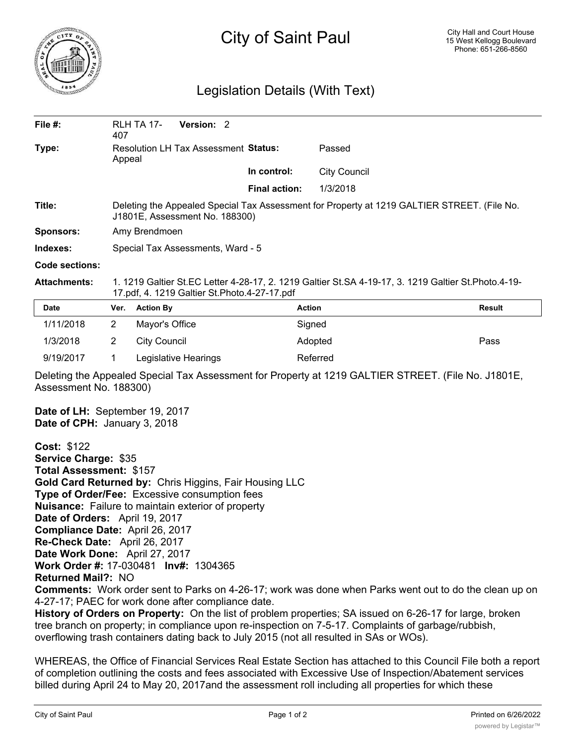# City of Saint Paul

City Hall and Court House
15 West Kellogg Boulevard
Phone: 651-266-8560

## Legislation Details (With Text)

| | | | |
|---|---|---|---|
| **File #:** | RLH TA 17-407 **Version:** 2 | | |
| **Type:** | Resolution LH Tax Assessment Appeal | **Status:** | Passed |
| | | **In control:** | City Council |
| | | **Final action:** | 1/3/2018 |
| **Title:** | Deleting the Appealed Special Tax Assessment for Property at 1219 GALTIER STREET. (File No. J1801E, Assessment No. 188300) | | |
| **Sponsors:** | Amy Brendmoen | | |
| **Indexes:** | Special Tax Assessments, Ward - 5 | | |
| **Code sections:** | | | |
| **Attachments:** | 1. 1219 Galtier St.EC Letter 4-28-17, 2. 1219 Galtier St.SA 4-19-17, 3. 1219 Galtier St.Photo.4-19-17.pdf, 4. 1219 Galtier St.Photo.4-27-17.pdf | | |

| Date | Ver. | Action By | Action | Result |
|---|---|---|---|---|
| 1/11/2018 | 2 | Mayor's Office | Signed | |
| 1/3/2018 | 2 | City Council | Adopted | Pass |
| 9/19/2017 | 1 | Legislative Hearings | Referred | |

Deleting the Appealed Special Tax Assessment for Property at 1219 GALTIER STREET. (File No. J1801E, Assessment No. 188300)

**Date of LH:** September 19, 2017
**Date of CPH:** January 3, 2018

**Cost:** $122
**Service Charge:** $35
**Total Assessment:** $157
**Gold Card Returned by:** Chris Higgins, Fair Housing LLC
**Type of Order/Fee:** Excessive consumption fees
**Nuisance:** Failure to maintain exterior of property
**Date of Orders:** April 19, 2017
**Compliance Date:** April 26, 2017
**Re-Check Date:** April 26, 2017
**Date Work Done:** April 27, 2017
**Work Order #:** 17-030481 **Inv#:** 1304365
**Returned Mail?:** NO
**Comments:** Work order sent to Parks on 4-26-17; work was done when Parks went out to do the clean up on 4-27-17; PAEC for work done after compliance date.
**History of Orders on Property:** On the list of problem properties; SA issued on 6-26-17 for large, broken tree branch on property; in compliance upon re-inspection on 7-5-17. Complaints of garbage/rubbish, overflowing trash containers dating back to July 2015 (not all resulted in SAs or WOs).

WHEREAS, the Office of Financial Services Real Estate Section has attached to this Council File both a report of completion outlining the costs and fees associated with Excessive Use of Inspection/Abatement services billed during April 24 to May 20, 2017and the assessment roll including all properties for which these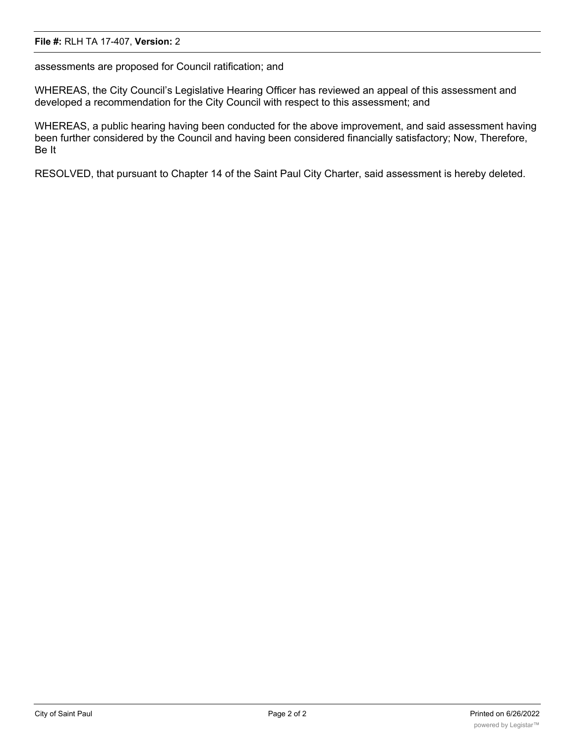assessments are proposed for Council ratification; and

WHEREAS, the City Council's Legislative Hearing Officer has reviewed an appeal of this assessment and developed a recommendation for the City Council with respect to this assessment; and

WHEREAS, a public hearing having been conducted for the above improvement, and said assessment having been further considered by the Council and having been considered financially satisfactory; Now, Therefore, Be It

RESOLVED, that pursuant to Chapter 14 of the Saint Paul City Charter, said assessment is hereby deleted.